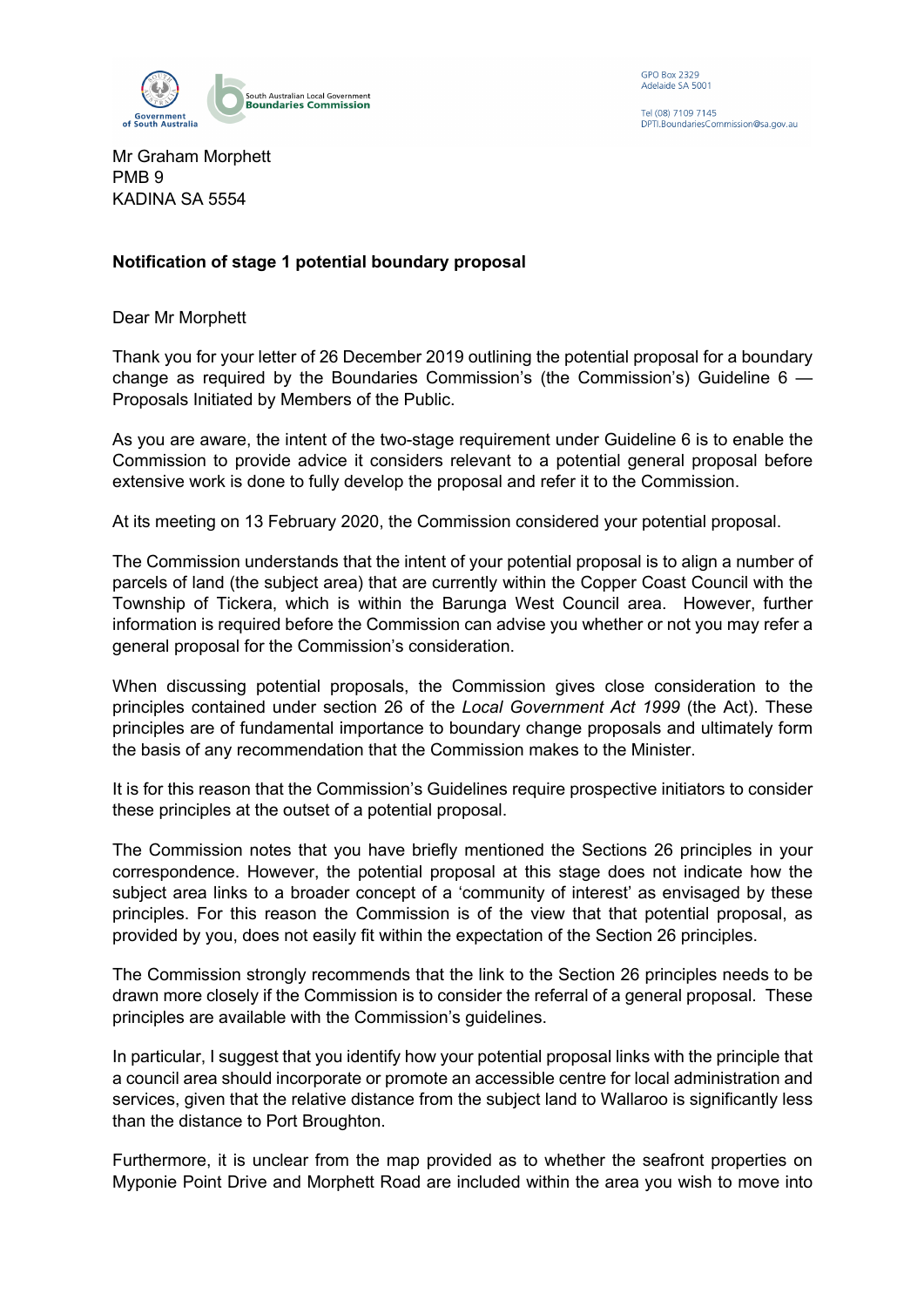South Australian Local Government **Boundaries Commission**

GPO Box 2329
Adelaide SA 5001

Tel (08) 7109 7145
DPTI.BoundariesCommission@sa.gov.au

Mr Graham Morphett
PMB 9
KADINA SA 5554

**Notification of stage 1 potential boundary proposal**

Dear Mr Morphett

Thank you for your letter of 26 December 2019 outlining the potential proposal for a boundary change as required by the Boundaries Commission's (the Commission's) Guideline 6 — Proposals Initiated by Members of the Public.

As you are aware, the intent of the two-stage requirement under Guideline 6 is to enable the Commission to provide advice it considers relevant to a potential general proposal before extensive work is done to fully develop the proposal and refer it to the Commission.

At its meeting on 13 February 2020, the Commission considered your potential proposal.

The Commission understands that the intent of your potential proposal is to align a number of parcels of land (the subject area) that are currently within the Copper Coast Council with the Township of Tickera, which is within the Barunga West Council area. However, further information is required before the Commission can advise you whether or not you may refer a general proposal for the Commission's consideration.

When discussing potential proposals, the Commission gives close consideration to the principles contained under section 26 of the *Local Government Act 1999* (the Act). These principles are of fundamental importance to boundary change proposals and ultimately form the basis of any recommendation that the Commission makes to the Minister.

It is for this reason that the Commission's Guidelines require prospective initiators to consider these principles at the outset of a potential proposal.

The Commission notes that you have briefly mentioned the Sections 26 principles in your correspondence. However, the potential proposal at this stage does not indicate how the subject area links to a broader concept of a 'community of interest' as envisaged by these principles. For this reason the Commission is of the view that that potential proposal, as provided by you, does not easily fit within the expectation of the Section 26 principles.

The Commission strongly recommends that the link to the Section 26 principles needs to be drawn more closely if the Commission is to consider the referral of a general proposal. These principles are available with the Commission's guidelines.

In particular, I suggest that you identify how your potential proposal links with the principle that a council area should incorporate or promote an accessible centre for local administration and services, given that the relative distance from the subject land to Wallaroo is significantly less than the distance to Port Broughton.

Furthermore, it is unclear from the map provided as to whether the seafront properties on Myponie Point Drive and Morphett Road are included within the area you wish to move into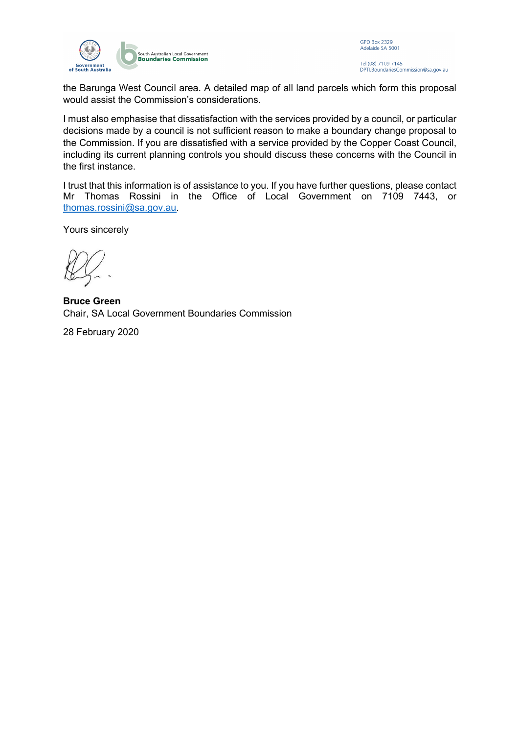the Barunga West Council area. A detailed map of all land parcels which form this proposal would assist the Commission's considerations.

I must also emphasise that dissatisfaction with the services provided by a council, or particular decisions made by a council is not sufficient reason to make a boundary change proposal to the Commission. If you are dissatisfied with a service provided by the Copper Coast Council, including its current planning controls you should discuss these concerns with the Council in the first instance.

I trust that this information is of assistance to you. If you have further questions, please contact Mr Thomas Rossini in the Office of Local Government on 7109 7443, or thomas.rossini@sa.gov.au.

Yours sincerely

**Bruce Green**
Chair, SA Local Government Boundaries Commission

28 February 2020